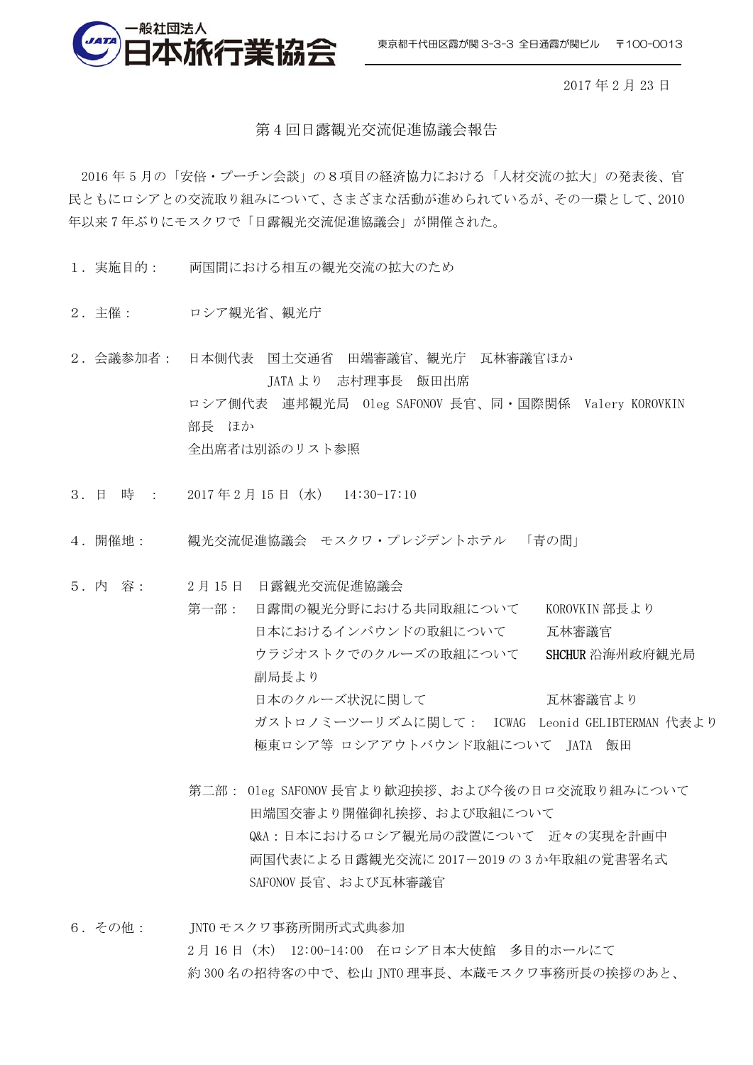一般社団法人 日本旅行業協会　東京都千代田区霞が関 3-3-3 全日通霞が関ビル　〒100-0013

2017 年 2 月 23 日

第 4 回日露観光交流促進協議会報告

2016 年 5 月の「安倍・プーチン会談」の８項目の経済協力における「人材交流の拡大」の発表後、官民ともにロシアとの交流取り組みについて、さまざまな活動が進められているが、その一環として、2010 年以来 7 年ぶりにモスクワで「日露観光交流促進協議会」が開催された。

１．実施目的：　両国間における相互の観光交流の拡大のため

２．主催：　ロシア観光省、観光庁

２．会議参加者：　日本側代表　国土交通省　田端審議官、観光庁　瓦林審議官ほか
JATA より　志村理事長　飯田出席
ロシア側代表　連邦観光局　Oleg SAFONOV 長官、同・国際関係　Valery KOROVKIN 部長　ほか
全出席者は別添のリスト参照

３．日　時　：　2017 年 2 月 15 日（水）　14:30-17:10

４．開催地：　観光交流促進協議会　モスクワ・プレジデントホテル　「青の間」

５．内　容：　2 月 15 日　日露観光交流促進協議会

第一部：
- 日露間の観光分野における共同取組について　KOROVKIN 部長より
- 日本におけるインバウンドの取組について　瓦林審議官
- ウラジオストクでのクルーズの取組について　**SHCHUR** 沿海州政府観光局副局長より
- 日本のクルーズ状況に関して　瓦林審議官より
- ガストロノミーツーリズムに関して：　ICWAG　Leonid GELIBTERMAN 代表より
- 極東ロシア等 ロシアアウトバウンド取組について　JATA　飯田

第二部：
- Oleg SAFONOV 長官より歓迎挨拶、および今後の日ロ交流取り組みについて
- 田端国交審より開催御礼挨拶、および取組について
- Q&A：日本におけるロシア観光局の設置について　近々の実現を計画中
- 両国代表による日露観光交流に 2017－2019 の 3 か年取組の覚書署名式
- SAFONOV 長官、および瓦林審議官

６．その他：　JNTO モスクワ事務所開所式式典参加
2 月 16 日（木）　12:00-14:00　在ロシア日本大使館　多目的ホールにて
約 300 名の招待客の中で、松山 JNTO 理事長、本蔵モスクワ事務所長の挨拶のあと、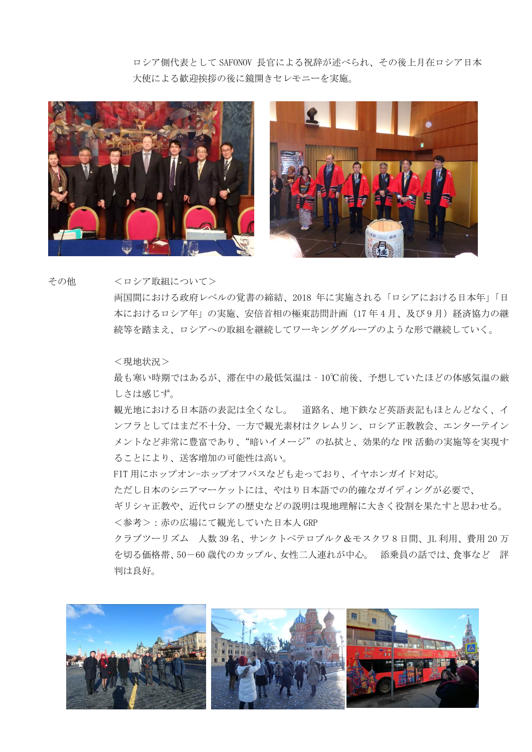ロシア側代表として SAFONOV 長官による祝辞が述べられ、その後上月在ロシア日本大使による歓迎挨拶の後に鏡開きセレモニーを実施。

その他

＜ロシア取組について＞

両国間における政府レベルの覚書の締結、2018 年に実施される「ロシアにおける日本年」「日本におけるロシア年」の実施、安倍首相の極東訪問計画（17 年 4 月、及び 9 月）経済協力の継続等を踏まえ、ロシアへの取組を継続してワーキンググループのような形で継続していく。

＜現地状況＞

最も寒い時期ではあるが、滞在中の最低気温は－10℃前後、予想していたほどの体感気温の厳しさは感じず。

観光地における日本語の表記は全くなし。　道路名、地下鉄など英語表記もほとんどなく、インフラとしてはまだ不十分、一方で観光素材はクレムリン、ロシア正教教会、エンターテインメントなど非常に豊富であり、“暗いイメージ”の払拭と、効果的な PR 活動の実施等を実現することにより、送客増加の可能性は高い。

FIT 用にホップオン–ホップオフバスなども走っており、イヤホンガイド対応。

ただし日本のシニアマーケットには、やはり日本語での的確なガイディングが必要で、

ギリシャ正教や、近代ロシアの歴史などの説明は現地理解に大きく役割を果たすと思わせる。

＜参考＞：赤の広場にて観光していた日本人 GRP

クラブツーリズム　人数 39 名、サンクトペテロブルク＆モスクワ 8 日間、JL 利用、費用 20 万を切る価格帯、50－60 歳代のカップル、女性二人連れが中心。　添乗員の話では、食事など　評判は良好。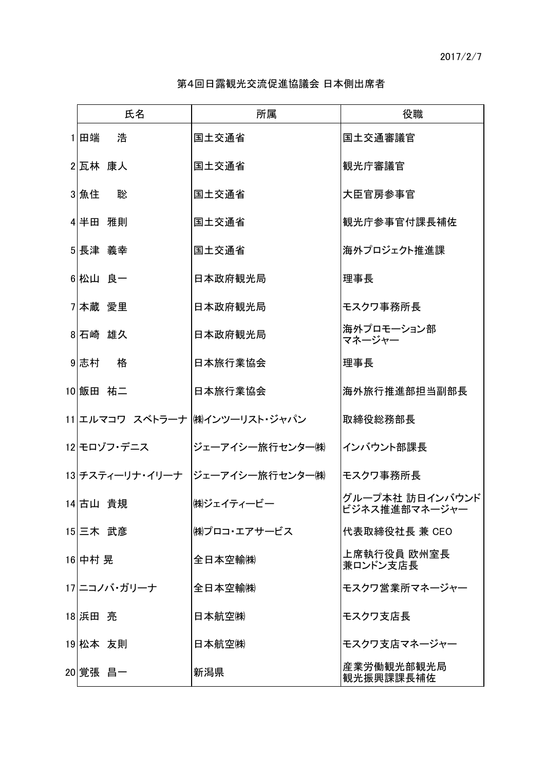2017/2/7

# 第4回日露観光交流促進協議会 日本側出席者

| | 氏名 | 所属 | 役職 |
|---|---|---|---|
| 1 | 田端　　浩 | 国土交通省 | 国土交通審議官 |
| 2 | 瓦林　康人 | 国土交通省 | 観光庁審議官 |
| 3 | 魚住　　聡 | 国土交通省 | 大臣官房参事官 |
| 4 | 半田　雅則 | 国土交通省 | 観光庁参事官付課長補佐 |
| 5 | 長津　義幸 | 国土交通省 | 海外プロジェクト推進課 |
| 6 | 松山　良一 | 日本政府観光局 | 理事長 |
| 7 | 本蔵　愛里 | 日本政府観光局 | モスクワ事務所長 |
| 8 | 石崎　雄久 | 日本政府観光局 | 海外プロモーション部 マネージャー |
| 9 | 志村　　格 | 日本旅行業協会 | 理事長 |
| 10 | 飯田　祐二 | 日本旅行業協会 | 海外旅行推進部担当副部長 |
| 11 | エルマコワ　スベトラーナ | ㈱インツーリスト・ジャパン | 取締役総務部長 |
| 12 | モロゾフ・デニス | ジェーアイシー旅行センター㈱ | インバウント部課長 |
| 13 | チスティーリナ・イリーナ | ジェーアイシー旅行センター㈱ | モスクワ事務所長 |
| 14 | 古山　貴規 | ㈱ジェイティービー | グループ本社 訪日インバウンド ビジネス推進部マネージャー |
| 15 | 三木　武彦 | ㈱プロコ・エアサービス | 代表取締役社長 兼 CEO |
| 16 | 中村 晃 | 全日本空輸㈱ | 上席執行役員 欧州室長 兼ロンドン支店長 |
| 17 | ニコノバ・ガリーナ | 全日本空輸㈱ | モスクワ営業所マネージャー |
| 18 | 浜田　亮 | 日本航空㈱ | モスクワ支店長 |
| 19 | 松本　友則 | 日本航空㈱ | モスクワ支店マネージャー |
| 20 | 覚張　昌一 | 新潟県 | 産業労働観光部観光局 観光振興課課長補佐 |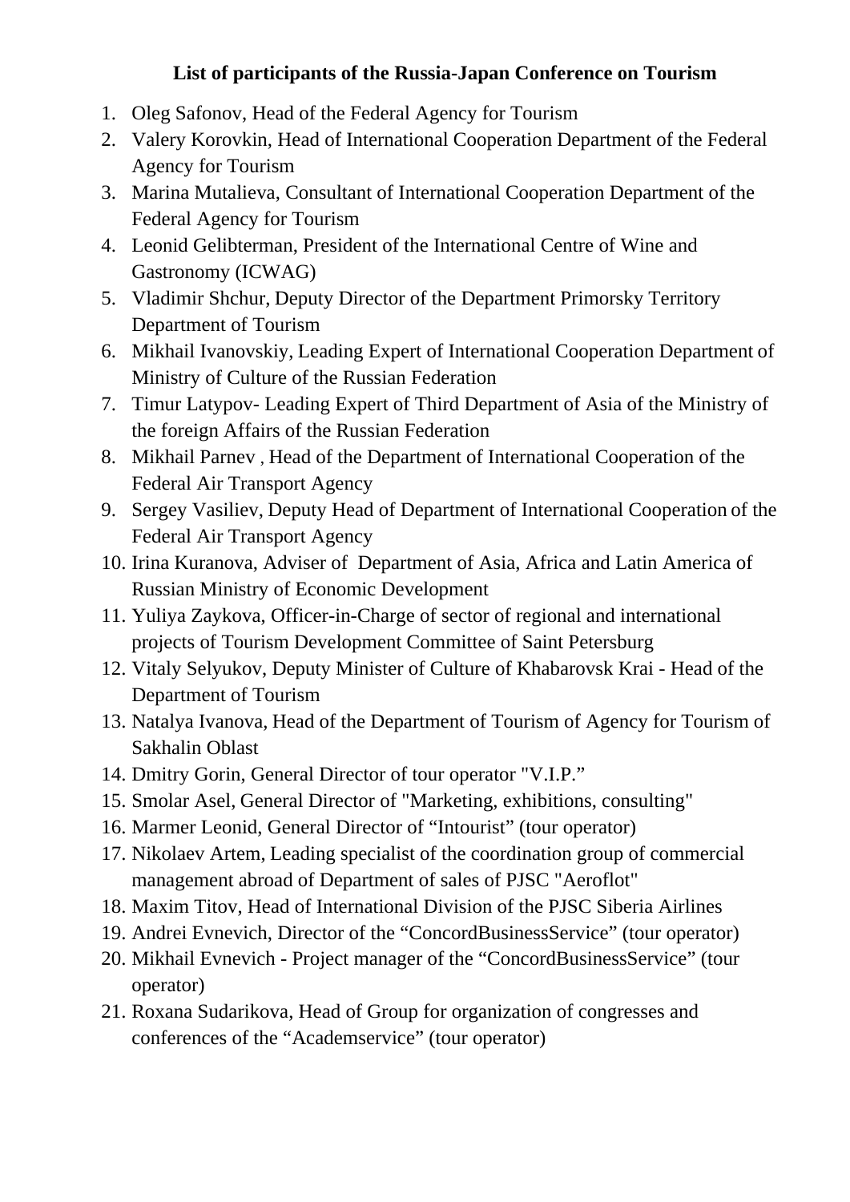**List of participants of the Russia-Japan Conference on Tourism**

1. Oleg Safonov, Head of the Federal Agency for Tourism
2. Valery Korovkin, Head of International Cooperation Department of the Federal Agency for Tourism
3. Marina Mutalieva, Consultant of International Cooperation Department of the Federal Agency for Tourism
4. Leonid Gelibterman, President of the International Centre of Wine and Gastronomy (ICWAG)
5. Vladimir Shchur, Deputy Director of the Department Primorsky Territory Department of Tourism
6. Mikhail Ivanovskiy, Leading Expert of International Cooperation Department of Ministry of Culture of the Russian Federation
7. Timur Latypov- Leading Expert of Third Department of Asia of the Ministry of the foreign Affairs of the Russian Federation
8. Mikhail Parnev , Head of the Department of International Cooperation of the Federal Air Transport Agency
9. Sergey Vasiliev, Deputy Head of Department of International Cooperation of the Federal Air Transport Agency
10. Irina Kuranova, Adviser of Department of Asia, Africa and Latin America of Russian Ministry of Economic Development
11. Yuliya Zaykova, Officer-in-Charge of sector of regional and international projects of Tourism Development Committee of Saint Petersburg
12. Vitaly Selyukov, Deputy Minister of Culture of Khabarovsk Krai - Head of the Department of Tourism
13. Natalya Ivanova, Head of the Department of Tourism of Agency for Tourism of Sakhalin Oblast
14. Dmitry Gorin, General Director of tour operator "V.I.P."
15. Smolar Asel, General Director of "Marketing, exhibitions, consulting"
16. Marmer Leonid, General Director of "Intourist" (tour operator)
17. Nikolaev Artem, Leading specialist of the coordination group of commercial management abroad of Department of sales of PJSC "Aeroflot"
18. Maxim Titov, Head of International Division of the PJSC Siberia Airlines
19. Andrei Evnevich, Director of the "ConcordBusinessService" (tour operator)
20. Mikhail Evnevich - Project manager of the "ConcordBusinessService" (tour operator)
21. Roxana Sudarikova, Head of Group for organization of congresses and conferences of the "Academservice" (tour operator)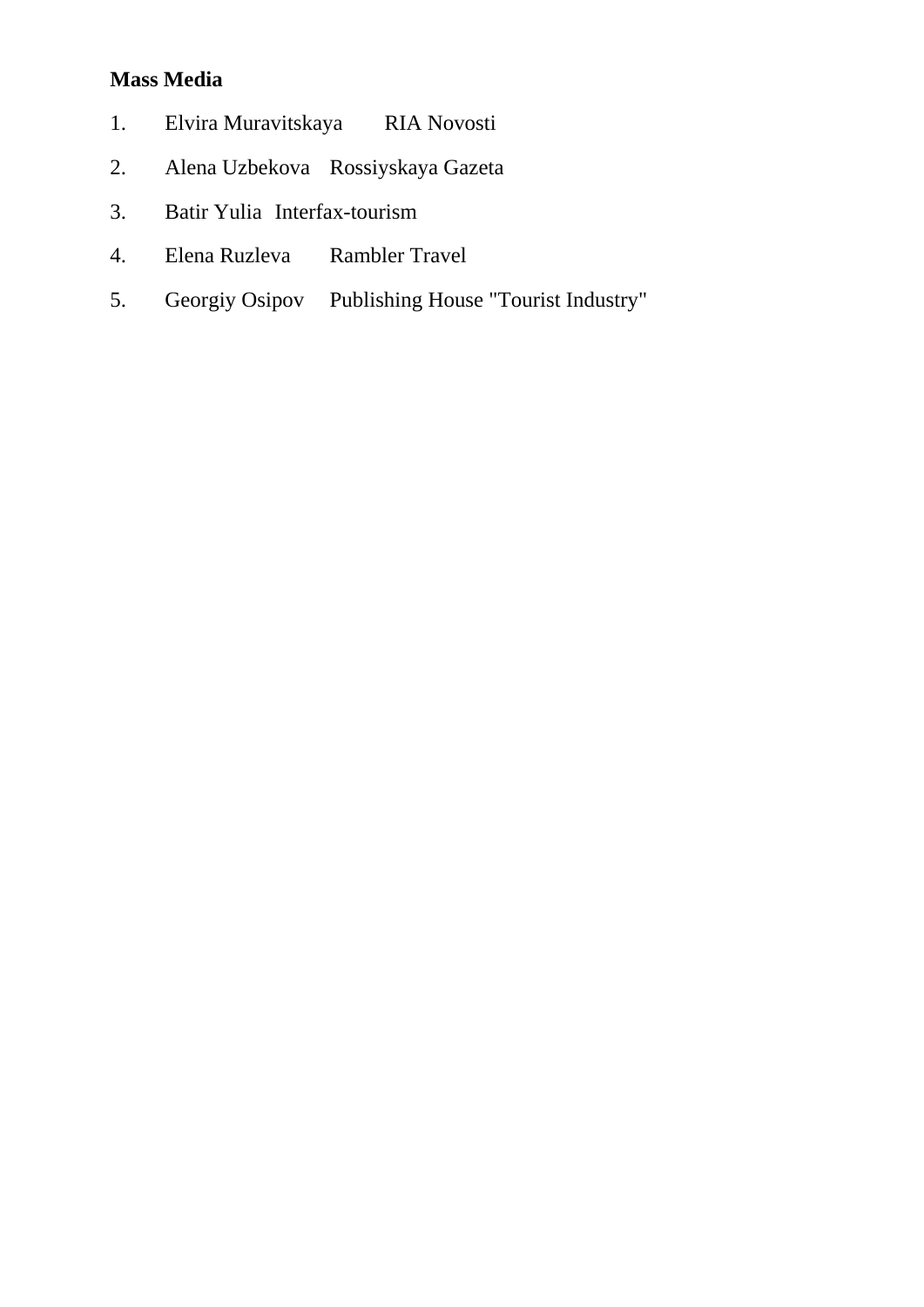**Mass Media**

1. Elvira Muravitskaya RIA Novosti
2. Alena Uzbekova Rossiyskaya Gazeta
3. Batir Yulia Interfax-tourism
4. Elena Ruzleva Rambler Travel
5. Georgiy Osipov Publishing House "Tourist Industry"